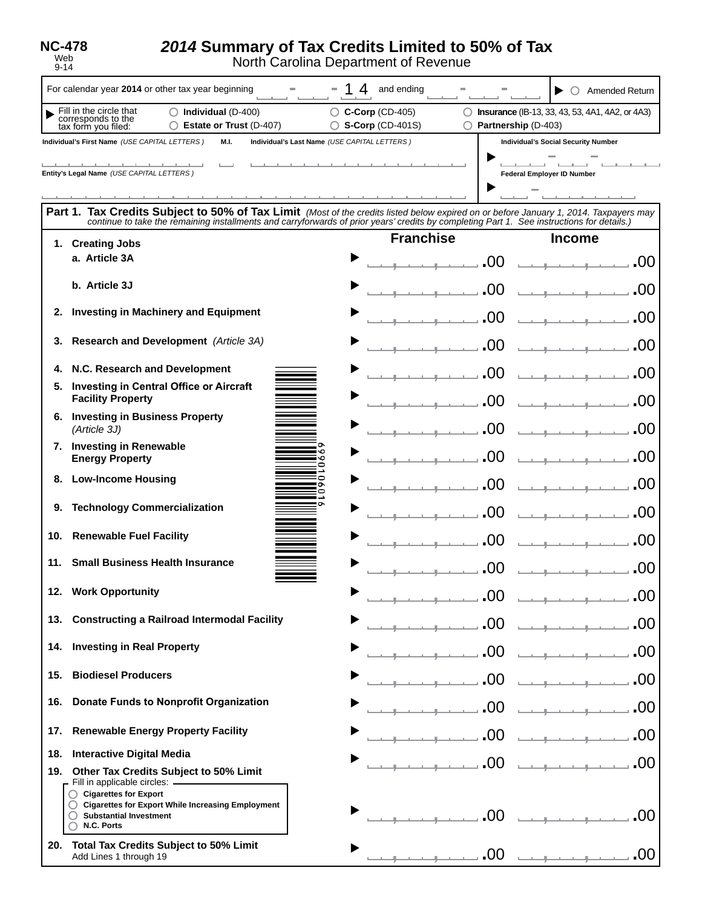NC-478
Web
9-14

# 2014 Summary of Tax Credits Limited to 50% of Tax

North Carolina Department of Revenue

For calendar year **2014** or other tax year beginning ___ - ___ - 1 4 and ending ___ - ___ - ___ ▶ ○ Amended Return

▶ Fill in the circle that corresponds to the tax form you filed:

- ○ **Individual** (D-400)
- ○ **Estate or Trust** (D-407)
- ○ **C-Corp** (CD-405)
- ○ **S-Corp** (CD-401S)
- ○ **Insurance** (IB-13, 33, 43, 53, 4A1, 4A2, or 4A3)
- ○ **Partnership** (D-403)

Individual's First Name *(USE CAPITAL LETTERS)* M.I. Individual's Last Name *(USE CAPITAL LETTERS)*

Individual's Social Security Number ▶ ___ - ___ - ___

Entity's Legal Name *(USE CAPITAL LETTERS)*

Federal Employer ID Number ▶ ___ - ___

## Part 1. Tax Credits Subject to 50% of Tax Limit

*(Most of the credits listed below expired on or before January 1, 2014. Taxpayers may continue to take the remaining installments and carryforwards of prior years' credits by completing Part 1. See instructions for details.)*

| | | Franchise | Income |
|---|---|---|---|
| 1. | **Creating Jobs** | | |
| | **a. Article 3A** | ▶ .00 | .00 |
| | **b. Article 3J** | ▶ .00 | .00 |
| 2. | **Investing in Machinery and Equipment** | ▶ .00 | .00 |
| 3. | **Research and Development** *(Article 3A)* | ▶ .00 | .00 |
| 4. | **N.C. Research and Development** | ▶ .00 | .00 |
| 5. | **Investing in Central Office or Aircraft Facility Property** | ▶ .00 | .00 |
| 6. | **Investing in Business Property** *(Article 3J)* | ▶ .00 | .00 |
| 7. | **Investing in Renewable Energy Property** | ▶ .00 | .00 |
| 8. | **Low-Income Housing** | ▶ .00 | .00 |
| 9. | **Technology Commercialization** | ▶ .00 | .00 |
| 10. | **Renewable Fuel Facility** | ▶ .00 | .00 |
| 11. | **Small Business Health Insurance** | ▶ .00 | .00 |
| 12. | **Work Opportunity** | ▶ .00 | .00 |
| 13. | **Constructing a Railroad Intermodal Facility** | ▶ .00 | .00 |
| 14. | **Investing in Real Property** | ▶ .00 | .00 |
| 15. | **Biodiesel Producers** | ▶ .00 | .00 |
| 16. | **Donate Funds to Nonprofit Organization** | ▶ .00 | .00 |
| 17. | **Renewable Energy Property Facility** | ▶ .00 | .00 |
| 18. | **Interactive Digital Media** | ▶ .00 | .00 |
| 19. | **Other Tax Credits Subject to 50% Limit**<br>Fill in applicable circles:<br>○ **Cigarettes for Export**<br>○ **Cigarettes for Export While Increasing Employment**<br>○ **Substantial Investment**<br>○ **N.C. Ports** | ▶ .00 | .00 |
| 20. | **Total Tax Credits Subject to 50% Limit**<br>Add Lines 1 through 19 | ▶ .00 | .00 |

699010601б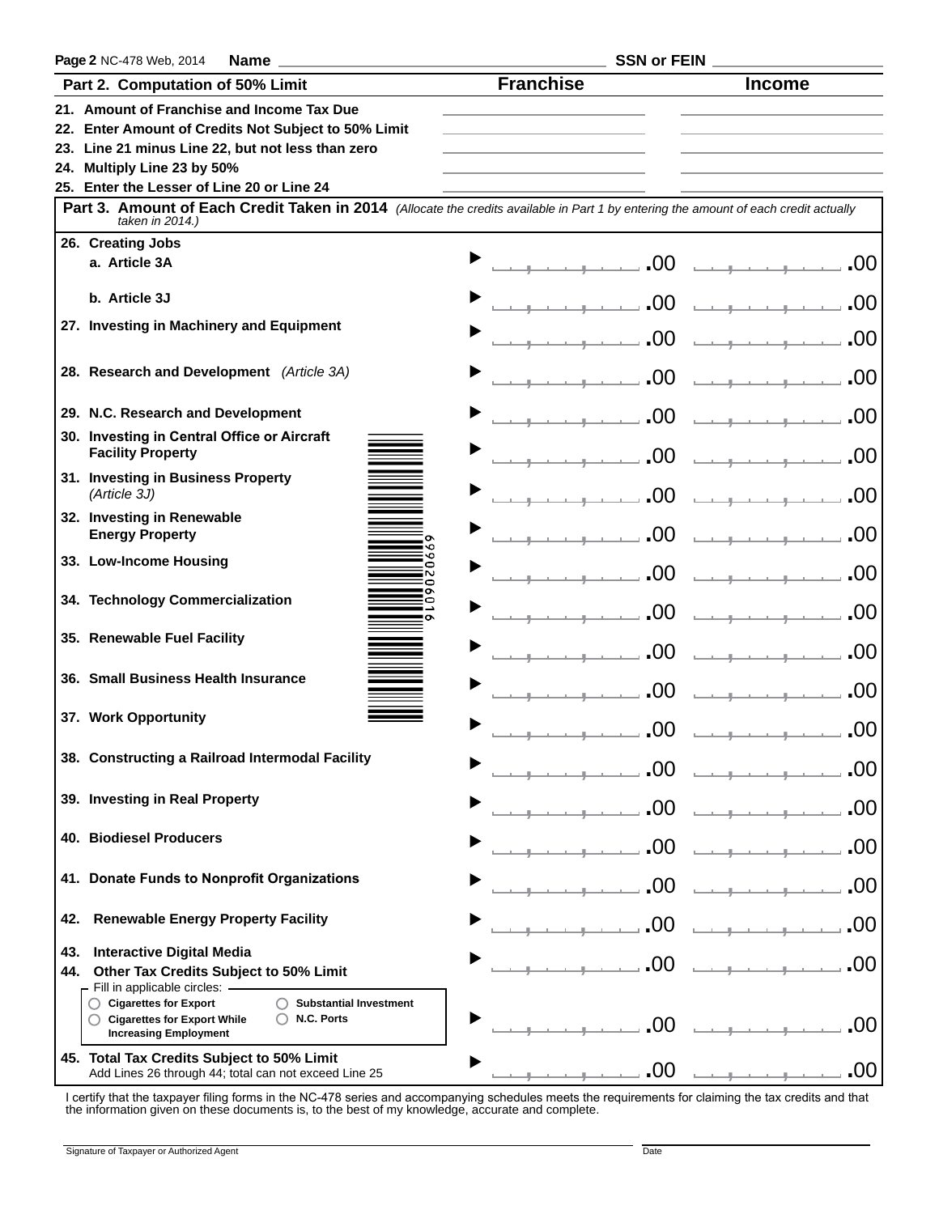Page 2 NC-478 Web, 2014 **Name** ______________________ **SSN or FEIN** ______________

| Part 2. Computation of 50% Limit | Franchise | Income |
|---|---|---|
| 21. Amount of Franchise and Income Tax Due | | |
| 22. Enter Amount of Credits Not Subject to 50% Limit | | |
| 23. Line 21 minus Line 22, but not less than zero | | |
| 24. Multiply Line 23 by 50% | | |
| 25. Enter the Lesser of Line 20 or Line 24 | | |

**Part 3. Amount of Each Credit Taken in 2014** *(Allocate the credits available in Part 1 by entering the amount of each credit actually taken in 2014.)*

| | Franchise | Income |
|---|---|---|
| 26. Creating Jobs | | |
| a. Article 3A | .00 | .00 |
| b. Article 3J | .00 | .00 |
| 27. Investing in Machinery and Equipment | .00 | .00 |
| 28. Research and Development *(Article 3A)* | .00 | .00 |
| 29. N.C. Research and Development | .00 | .00 |
| 30. Investing in Central Office or Aircraft Facility Property | .00 | .00 |
| 31. Investing in Business Property *(Article 3J)* | .00 | .00 |
| 32. Investing in Renewable Energy Property | .00 | .00 |
| 33. Low-Income Housing | .00 | .00 |
| 34. Technology Commercialization | .00 | .00 |
| 35. Renewable Fuel Facility | .00 | .00 |
| 36. Small Business Health Insurance | .00 | .00 |
| 37. Work Opportunity | .00 | .00 |
| 38. Constructing a Railroad Intermodal Facility | .00 | .00 |
| 39. Investing in Real Property | .00 | .00 |
| 40. Biodiesel Producers | .00 | .00 |
| 41. Donate Funds to Nonprofit Organizations | .00 | .00 |
| 42. Renewable Energy Property Facility | .00 | .00 |
| 43. Interactive Digital Media | .00 | .00 |
| 44. Other Tax Credits Subject to 50% Limit<br>Fill in applicable circles:<br>○ Cigarettes for Export ○ Substantial Investment<br>○ Cigarettes for Export While Increasing Employment ○ N.C. Ports | .00 | .00 |
| 45. Total Tax Credits Subject to 50% Limit<br>Add Lines 26 through 44; total can not exceed Line 25 | .00 | .00 |

I certify that the taxpayer filing forms in the NC-478 series and accompanying schedules meets the requirements for claiming the tax credits and that the information given on these documents is, to the best of my knowledge, accurate and complete.

Signature of Taxpayer or Authorized Agent ______________________ Date ______________